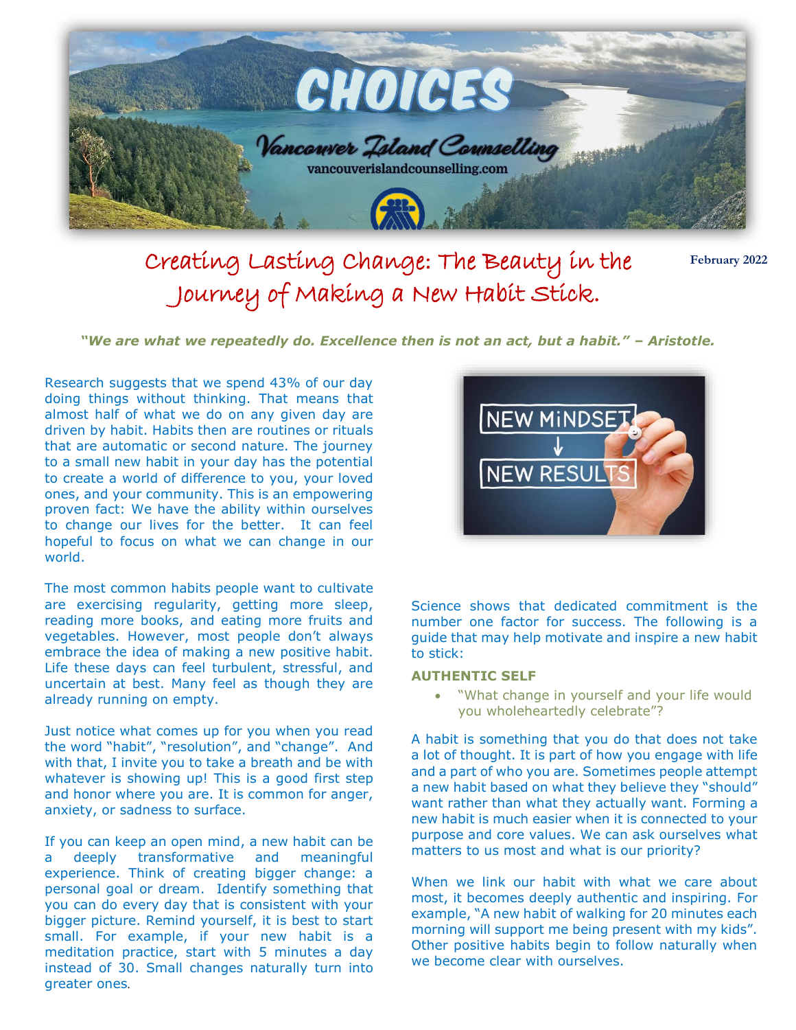# CHOICES

Vancouver Island Counselling

vancouverislandcounselling.com

## Creating Lasting Change: The Beauty in the Journey of Making a New Habit Stick.

**February 2022**

***"We are what we repeatedly do. Excellence then is not an act, but a habit." – Aristotle.***

Research suggests that we spend 43% of our day doing things without thinking. That means that almost half of what we do on any given day are driven by habit. Habits then are routines or rituals that are automatic or second nature. The journey to a small new habit in your day has the potential to create a world of difference to you, your loved ones, and your community. This is an empowering proven fact: We have the ability within ourselves to change our lives for the better. It can feel hopeful to focus on what we can change in our world.

The most common habits people want to cultivate are exercising regularity, getting more sleep, reading more books, and eating more fruits and vegetables. However, most people don't always embrace the idea of making a new positive habit. Life these days can feel turbulent, stressful, and uncertain at best. Many feel as though they are already running on empty.

Just notice what comes up for you when you read the word "habit", "resolution", and "change". And with that, I invite you to take a breath and be with whatever is showing up! This is a good first step and honor where you are. It is common for anger, anxiety, or sadness to surface.

If you can keep an open mind, a new habit can be a deeply transformative and meaningful experience. Think of creating bigger change: a personal goal or dream. Identify something that you can do every day that is consistent with your bigger picture. Remind yourself, it is best to start small. For example, if your new habit is a meditation practice, start with 5 minutes a day instead of 30. Small changes naturally turn into greater ones.

NEW MiNDSET → NEW RESULTS

Science shows that dedicated commitment is the number one factor for success. The following is a guide that may help motivate and inspire a new habit to stick:

**AUTHENTIC SELF**

- "What change in yourself and your life would you wholeheartedly celebrate"?

A habit is something that you do that does not take a lot of thought. It is part of how you engage with life and a part of who you are. Sometimes people attempt a new habit based on what they believe they "should" want rather than what they actually want. Forming a new habit is much easier when it is connected to your purpose and core values. We can ask ourselves what matters to us most and what is our priority?

When we link our habit with what we care about most, it becomes deeply authentic and inspiring. For example, "A new habit of walking for 20 minutes each morning will support me being present with my kids". Other positive habits begin to follow naturally when we become clear with ourselves.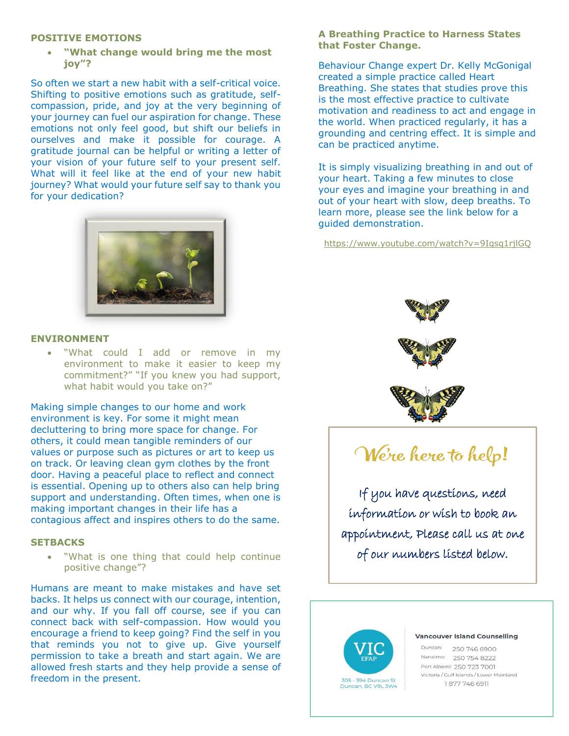## POSITIVE EMOTIONS

- **"What change would bring me the most joy"?**

So often we start a new habit with a self-critical voice. Shifting to positive emotions such as gratitude, self-compassion, pride, and joy at the very beginning of your journey can fuel our aspiration for change. These emotions not only feel good, but shift our beliefs in ourselves and make it possible for courage. A gratitude journal can be helpful or writing a letter of your vision of your future self to your present self. What will it feel like at the end of your new habit journey? What would your future self say to thank you for your dedication?

## ENVIRONMENT

- "What could I add or remove in my environment to make it easier to keep my commitment?" "If you knew you had support, what habit would you take on?"

Making simple changes to our home and work environment is key. For some it might mean decluttering to bring more space for change. For others, it could mean tangible reminders of our values or purpose such as pictures or art to keep us on track. Or leaving clean gym clothes by the front door. Having a peaceful place to reflect and connect is essential. Opening up to others also can help bring support and understanding. Often times, when one is making important changes in their life has a contagious affect and inspires others to do the same.

## SETBACKS

- "What is one thing that could help continue positive change"?

Humans are meant to make mistakes and have set backs. It helps us connect with our courage, intention, and our why. If you fall off course, see if you can connect back with self-compassion. How would you encourage a friend to keep going? Find the self in you that reminds you not to give up. Give yourself permission to take a breath and start again. We are allowed fresh starts and they help provide a sense of freedom in the present.

## A Breathing Practice to Harness States that Foster Change.

Behaviour Change expert Dr. Kelly McGonigal created a simple practice called Heart Breathing. She states that studies prove this is the most effective practice to cultivate motivation and readiness to act and engage in the world. When practiced regularly, it has a grounding and centring effect. It is simple and can be practiced anytime.

It is simply visualizing breathing in and out of your heart. Taking a few minutes to close your eyes and imagine your breathing in and out of your heart with slow, deep breaths. To learn more, please see the link below for a guided demonstration.

https://www.youtube.com/watch?v=9Iqsq1rjlGQ

## We're here to help!

If you have questions, need information or wish to book an appointment, Please call us at one of our numbers listed below.

VIC EFAP

305 - 394 Duncan St
Duncan, BC V9L 3W4

**Vancouver Island Counselling**

Duncan: 250 746 6900
Nanaimo: 250 754 8222
Port Alberni: 250 723 7001
Victoria / Gulf Islands / Lower Mainland
1 877 746 6911